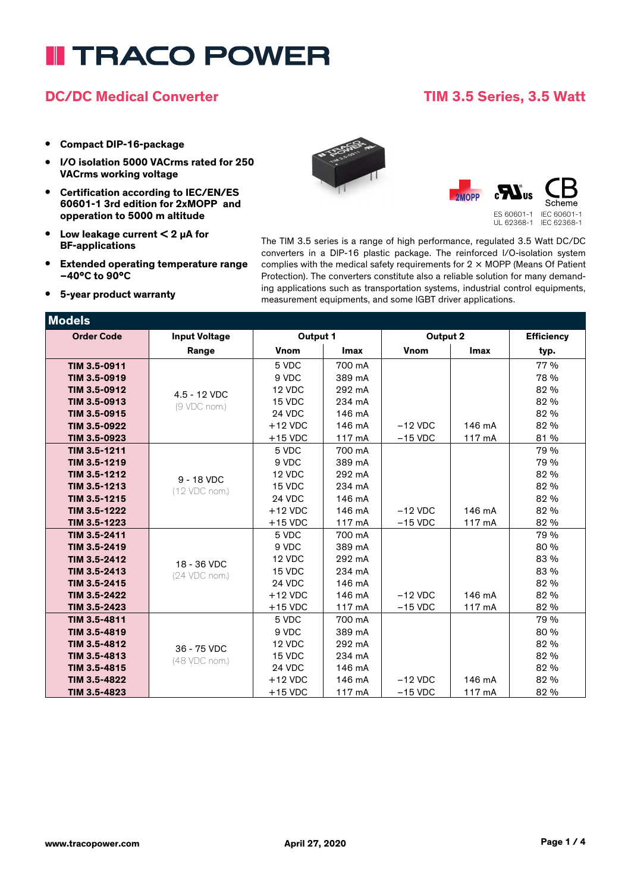# TRACO POWER

## DC/DC Medical Converter

## TIM 3.5 Series, 3.5 Watt

- **Compact DIP-16-package**
- **I/O isolation 5000 VACrms rated for 250 VACrms working voltage**
- **Certification according to IEC/EN/ES 60601-1 3rd edition for 2xMOPP and opperation to 5000 m altitude**
- **Low leakage current < 2 µA for BF-applications**
- **Extended operating temperature range −40°C to 90°C**
- **5-year product warranty**

2MOPP | cULus | CB Scheme

ES 60601-1 IEC 60601-1
UL 62368-1 IEC 62368-1

The TIM 3.5 series is a range of high performance, regulated 3.5 Watt DC/DC converters in a DIP-16 plastic package. The reinforced I/O-isolation system complies with the medical safety requirements for 2 × MOPP (Means Of Patient Protection). The converters constitute also a reliable solution for many demanding applications such as transportation systems, industrial control equipments, measurement equipments, and some IGBT driver applications.

## Models

| Order Code | Input Voltage | Output 1 | | Output 2 | | Efficiency |
|---|---|---|---|---|---|---|
| | Range | Vnom | Imax | Vnom | Imax | typ. |
| TIM 3.5-0911 | 4.5 - 12 VDC (9 VDC nom.) | 5 VDC | 700 mA | | | 77 % |
| TIM 3.5-0919 | | 9 VDC | 389 mA | | | 78 % |
| TIM 3.5-0912 | | 12 VDC | 292 mA | | | 82 % |
| TIM 3.5-0913 | | 15 VDC | 234 mA | | | 82 % |
| TIM 3.5-0915 | | 24 VDC | 146 mA | | | 82 % |
| TIM 3.5-0922 | | +12 VDC | 146 mA | −12 VDC | 146 mA | 82 % |
| TIM 3.5-0923 | | +15 VDC | 117 mA | −15 VDC | 117 mA | 81 % |
| TIM 3.5-1211 | 9 - 18 VDC (12 VDC nom.) | 5 VDC | 700 mA | | | 79 % |
| TIM 3.5-1219 | | 9 VDC | 389 mA | | | 79 % |
| TIM 3.5-1212 | | 12 VDC | 292 mA | | | 82 % |
| TIM 3.5-1213 | | 15 VDC | 234 mA | | | 82 % |
| TIM 3.5-1215 | | 24 VDC | 146 mA | | | 82 % |
| TIM 3.5-1222 | | +12 VDC | 146 mA | −12 VDC | 146 mA | 82 % |
| TIM 3.5-1223 | | +15 VDC | 117 mA | −15 VDC | 117 mA | 82 % |
| TIM 3.5-2411 | 18 - 36 VDC (24 VDC nom.) | 5 VDC | 700 mA | | | 79 % |
| TIM 3.5-2419 | | 9 VDC | 389 mA | | | 80 % |
| TIM 3.5-2412 | | 12 VDC | 292 mA | | | 83 % |
| TIM 3.5-2413 | | 15 VDC | 234 mA | | | 83 % |
| TIM 3.5-2415 | | 24 VDC | 146 mA | | | 82 % |
| TIM 3.5-2422 | | +12 VDC | 146 mA | −12 VDC | 146 mA | 82 % |
| TIM 3.5-2423 | | +15 VDC | 117 mA | −15 VDC | 117 mA | 82 % |
| TIM 3.5-4811 | 36 - 75 VDC (48 VDC nom.) | 5 VDC | 700 mA | | | 79 % |
| TIM 3.5-4819 | | 9 VDC | 389 mA | | | 80 % |
| TIM 3.5-4812 | | 12 VDC | 292 mA | | | 82 % |
| TIM 3.5-4813 | | 15 VDC | 234 mA | | | 82 % |
| TIM 3.5-4815 | | 24 VDC | 146 mA | | | 82 % |
| TIM 3.5-4822 | | +12 VDC | 146 mA | −12 VDC | 146 mA | 82 % |
| TIM 3.5-4823 | | +15 VDC | 117 mA | −15 VDC | 117 mA | 82 % |

www.tracopower.com April 27, 2020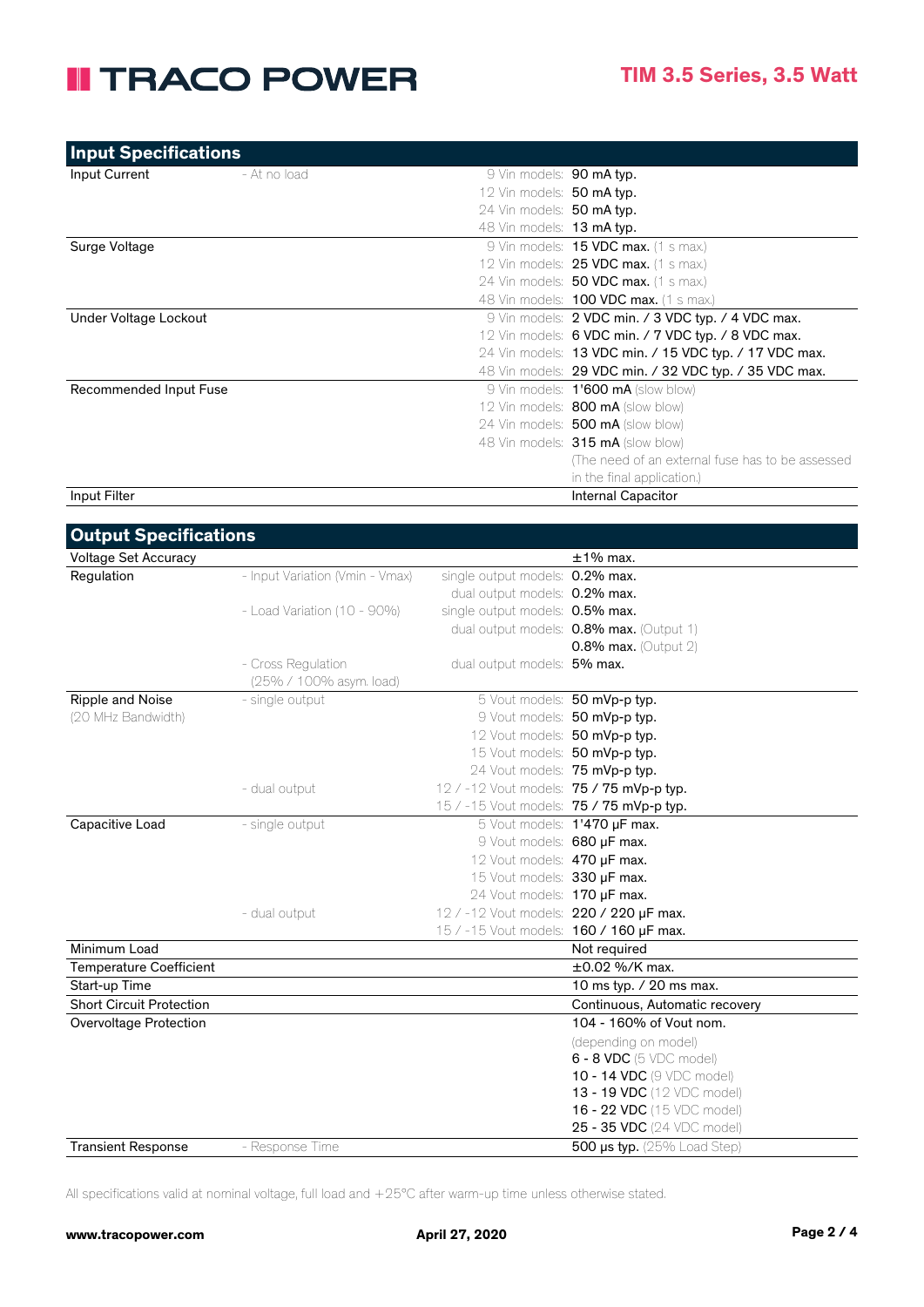## Input Specifications

| | | | |
|---|---|---|---|
| Input Current | - At no load | 9 Vin models: | **90 mA typ.** |
| | | 12 Vin models: | **50 mA typ.** |
| | | 24 Vin models: | **50 mA typ.** |
| | | 48 Vin models: | **13 mA typ.** |
| Surge Voltage | | 9 Vin models: | **15 VDC max.** (1 s max.) |
| | | 12 Vin models: | **25 VDC max.** (1 s max.) |
| | | 24 Vin models: | **50 VDC max.** (1 s max.) |
| | | 48 Vin models: | **100 VDC max.** (1 s max.) |
| Under Voltage Lockout | | 9 Vin models: | **2 VDC min. / 3 VDC typ. / 4 VDC max.** |
| | | 12 Vin models: | **6 VDC min. / 7 VDC typ. / 8 VDC max.** |
| | | 24 Vin models: | **13 VDC min. / 15 VDC typ. / 17 VDC max.** |
| | | 48 Vin models: | **29 VDC min. / 32 VDC typ. / 35 VDC max.** |
| Recommended Input Fuse | | 9 Vin models: | **1'600 mA** (slow blow) |
| | | 12 Vin models: | **800 mA** (slow blow) |
| | | 24 Vin models: | **500 mA** (slow blow) |
| | | 48 Vin models: | **315 mA** (slow blow) |
| | | | (The need of an external fuse has to be assessed in the final application.) |
| Input Filter | | | Internal Capacitor |

## Output Specifications

| | | | |
|---|---|---|---|
| Voltage Set Accuracy | | | ±1% max. |
| Regulation | - Input Variation (Vmin - Vmax) | single output models: | **0.2% max.** |
| | | dual output models: | **0.2% max.** |
| | - Load Variation (10 - 90%) | single output models: | **0.5% max.** |
| | | dual output models: | **0.8% max.** (Output 1) |
| | | | **0.8% max.** (Output 2) |
| | - Cross Regulation (25% / 100% asym. load) | dual output models: | **5% max.** |
| Ripple and Noise (20 MHz Bandwidth) | - single output | 5 Vout models: | **50 mVp-p typ.** |
| | | 9 Vout models: | **50 mVp-p typ.** |
| | | 12 Vout models: | **50 mVp-p typ.** |
| | | 15 Vout models: | **50 mVp-p typ.** |
| | | 24 Vout models: | **75 mVp-p typ.** |
| | - dual output | 12 / -12 Vout models: | **75 / 75 mVp-p typ.** |
| | | 15 / -15 Vout models: | **75 / 75 mVp-p typ.** |
| Capacitive Load | - single output | 5 Vout models: | **1'470 µF max.** |
| | | 9 Vout models: | **680 µF max.** |
| | | 12 Vout models: | **470 µF max.** |
| | | 15 Vout models: | **330 µF max.** |
| | | 24 Vout models: | **170 µF max.** |
| | - dual output | 12 / -12 Vout models: | **220 / 220 µF max.** |
| | | 15 / -15 Vout models: | **160 / 160 µF max.** |
| Minimum Load | | | Not required |
| Temperature Coefficient | | | ±0.02 %/K max. |
| Start-up Time | | | 10 ms typ. / 20 ms max. |
| Short Circuit Protection | | | Continuous, Automatic recovery |
| Overvoltage Protection | | | 104 - 160% of Vout nom. |
| | | | (depending on model) |
| | | | **6 - 8 VDC** (5 VDC model) |
| | | | **10 - 14 VDC** (9 VDC model) |
| | | | **13 - 19 VDC** (12 VDC model) |
| | | | **16 - 22 VDC** (15 VDC model) |
| | | | **25 - 35 VDC** (24 VDC model) |
| Transient Response | - Response Time | | **500 µs typ.** (25% Load Step) |

All specifications valid at nominal voltage, full load and +25°C after warm-up time unless otherwise stated.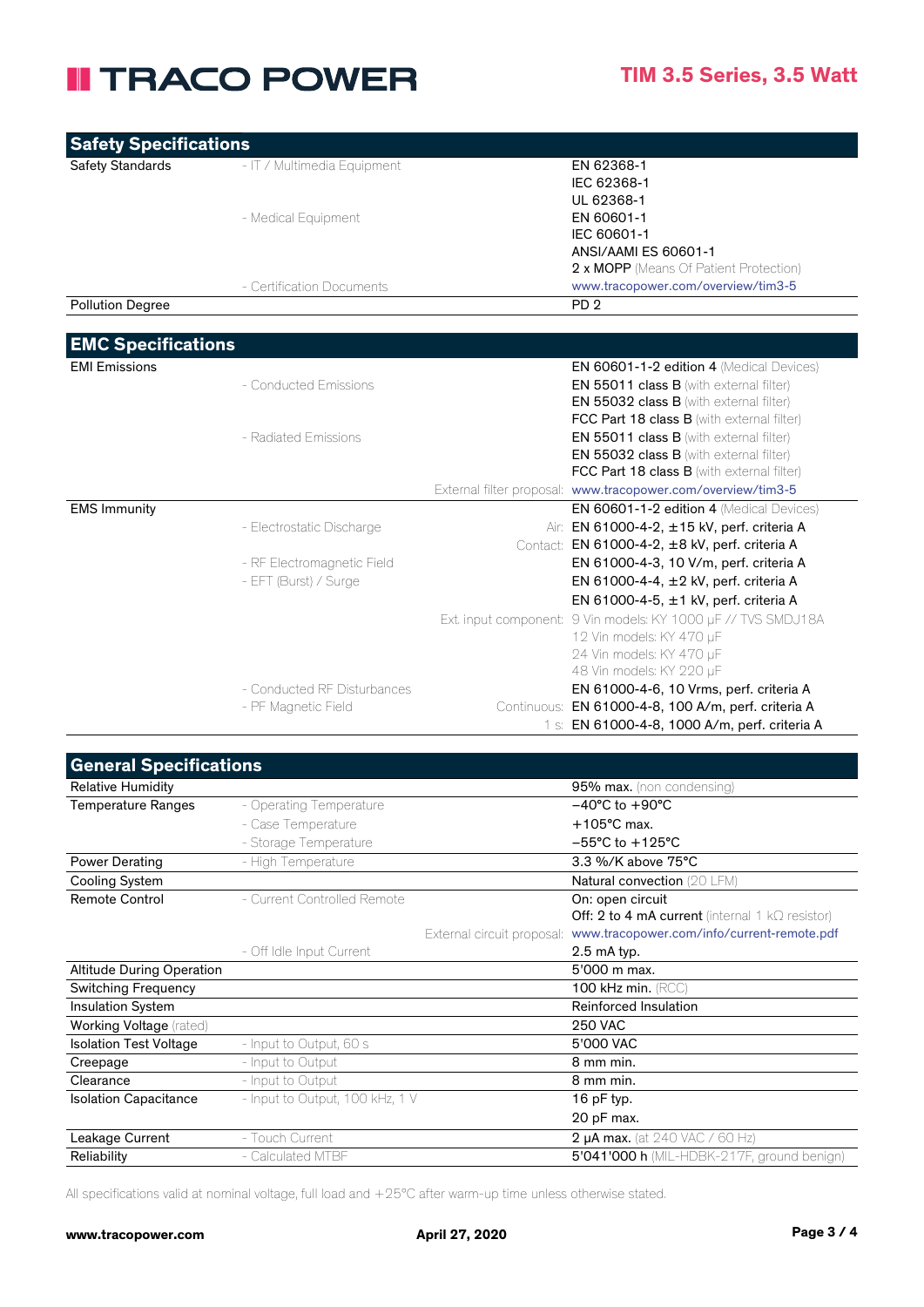## Safety Specifications

| | | | |
|---|---|---|---|
| Safety Standards | - IT / Multimedia Equipment | | EN 62368-1<br>IEC 62368-1<br>UL 62368-1 |
| | - Medical Equipment | | EN 60601-1<br>IEC 60601-1<br>ANSI/AAMI ES 60601-1<br>**2 x MOPP** (Means Of Patient Protection) |
| | - Certification Documents | | www.tracopower.com/overview/tim3-5 |
| Pollution Degree | | | PD 2 |

## EMC Specifications

| | | | |
|---|---|---|---|
| EMI Emissions | | | **EN 60601-1-2 edition 4** (Medical Devices) |
| | - Conducted Emissions | | **EN 55011 class B** (with external filter)<br>**EN 55032 class B** (with external filter)<br>**FCC Part 18 class B** (with external filter) |
| | - Radiated Emissions | | **EN 55011 class B** (with external filter)<br>**EN 55032 class B** (with external filter)<br>**FCC Part 18 class B** (with external filter) |
| | | External filter proposal: | www.tracopower.com/overview/tim3-5 |
| EMS Immunity | | | **EN 60601-1-2 edition 4** (Medical Devices) |
| | - Electrostatic Discharge | Air: | EN 61000-4-2, ±15 kV, perf. criteria A |
| | | Contact: | EN 61000-4-2, ±8 kV, perf. criteria A |
| | - RF Electromagnetic Field | | EN 61000-4-3, 10 V/m, perf. criteria A |
| | - EFT (Burst) / Surge | | EN 61000-4-4, ±2 kV, perf. criteria A |
| | | | EN 61000-4-5, ±1 kV, perf. criteria A |
| | | Ext. input component: | 9 Vin models: KY 1000 µF // TVS SMDJ18A<br>12 Vin models: KY 470 µF<br>24 Vin models: KY 470 µF<br>48 Vin models: KY 220 µF |
| | - Conducted RF Disturbances | | EN 61000-4-6, 10 Vrms, perf. criteria A |
| | - PF Magnetic Field | Continuous: | EN 61000-4-8, 100 A/m, perf. criteria A |
| | | 1 s: | EN 61000-4-8, 1000 A/m, perf. criteria A |

## General Specifications

| | | | |
|---|---|---|---|
| Relative Humidity | | | **95% max.** (non condensing) |
| Temperature Ranges | - Operating Temperature | | −40°C to +90°C |
| | - Case Temperature | | +105°C max. |
| | - Storage Temperature | | −55°C to +125°C |
| Power Derating | - High Temperature | | 3.3 %/K above 75°C |
| Cooling System | | | Natural convection (20 LFM) |
| Remote Control | - Current Controlled Remote | | On: open circuit<br>**Off: 2 to 4 mA current** (internal 1 kΩ resistor) |
| | | External circuit proposal: | www.tracopower.com/info/current-remote.pdf |
| | - Off Idle Input Current | | 2.5 mA typ. |
| Altitude During Operation | | | 5'000 m max. |
| Switching Frequency | | | 100 kHz min. (RCC) |
| Insulation System | | | Reinforced Insulation |
| Working Voltage (rated) | | | 250 VAC |
| Isolation Test Voltage | - Input to Output, 60 s | | 5'000 VAC |
| Creepage | - Input to Output | | 8 mm min. |
| Clearance | - Input to Output | | 8 mm min. |
| Isolation Capacitance | - Input to Output, 100 kHz, 1 V | | 16 pF typ.<br>20 pF max. |
| Leakage Current | - Touch Current | | **2 µA max.** (at 240 VAC / 60 Hz) |
| Reliability | - Calculated MTBF | | **5'041'000 h** (MIL-HDBK-217F, ground benign) |

All specifications valid at nominal voltage, full load and +25°C after warm-up time unless otherwise stated.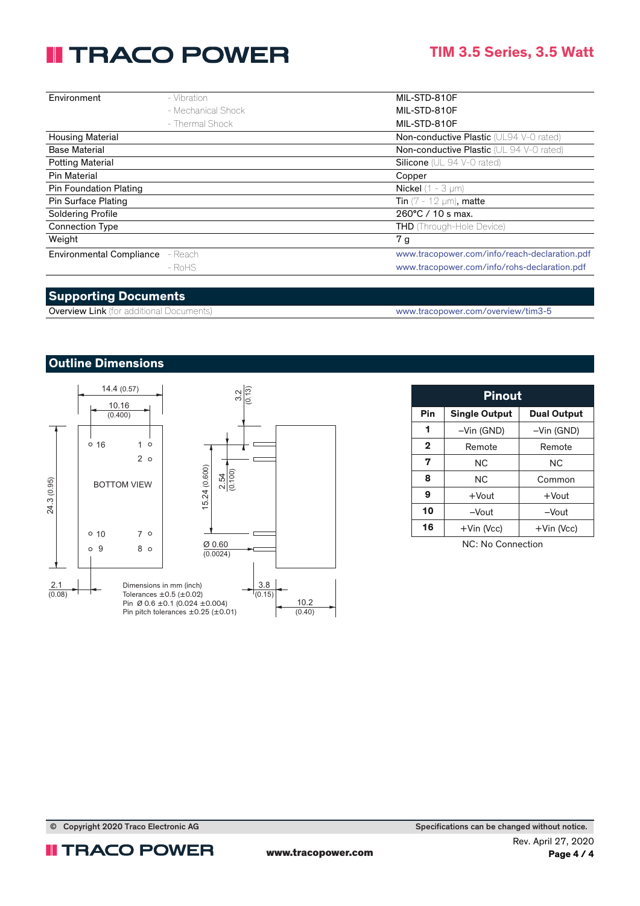| | | |
|---|---|---|
| Environment | - Vibration | MIL-STD-810F |
| | - Mechanical Shock | MIL-STD-810F |
| | - Thermal Shock | MIL-STD-810F |
| Housing Material | | Non-conductive Plastic (UL94 V-0 rated) |
| Base Material | | Non-conductive Plastic (UL 94 V-0 rated) |
| Potting Material | | Silicone (UL 94 V-0 rated) |
| Pin Material | | Copper |
| Pin Foundation Plating | | Nickel (1 - 3 µm) |
| Pin Surface Plating | | Tin (7 - 12 µm), matte |
| Soldering Profile | | 260°C / 10 s max. |
| Connection Type | | THD (Through-Hole Device) |
| Weight | | 7 g |
| Environmental Compliance | - Reach | www.tracopower.com/info/reach-declaration.pdf |
| | - RoHS | www.tracopower.com/info/rohs-declaration.pdf |

## Supporting Documents

| | |
|---|---|
| Overview Link (for additional Documents) | www.tracopower.com/overview/tim3-5 |

## Outline Dimensions

14.4 (0.57)
10.16 (0.400)
16
1
2
BOTTOM VIEW
10
7
9
8
24.3 (0.95)
2.1 (0.08)
3.2 (0.13)
15.24 (0.600)
2.54 (0.100)
Ø 0.60 (0.0024)
3.8 (0.15)
10.2 (0.40)

Dimensions in mm (inch)
Tolerances ±0.5 (±0.02)
Pin Ø 0.6 ±0.1 (0.024 ±0.004)
Pin pitch tolerances ±0.25 (±0.01)

**Pinout**

| Pin | Single Output | Dual Output |
|---|---|---|
| 1 | –Vin (GND) | –Vin (GND) |
| 2 | Remote | Remote |
| 7 | NC | NC |
| 8 | NC | Common |
| 9 | +Vout | +Vout |
| 10 | –Vout | –Vout |
| 16 | +Vin (Vcc) | +Vin (Vcc) |

NC: No Connection

© Copyright 2020 Traco Electronic AG

Specifications can be changed without notice.

Rev. April 27, 2020